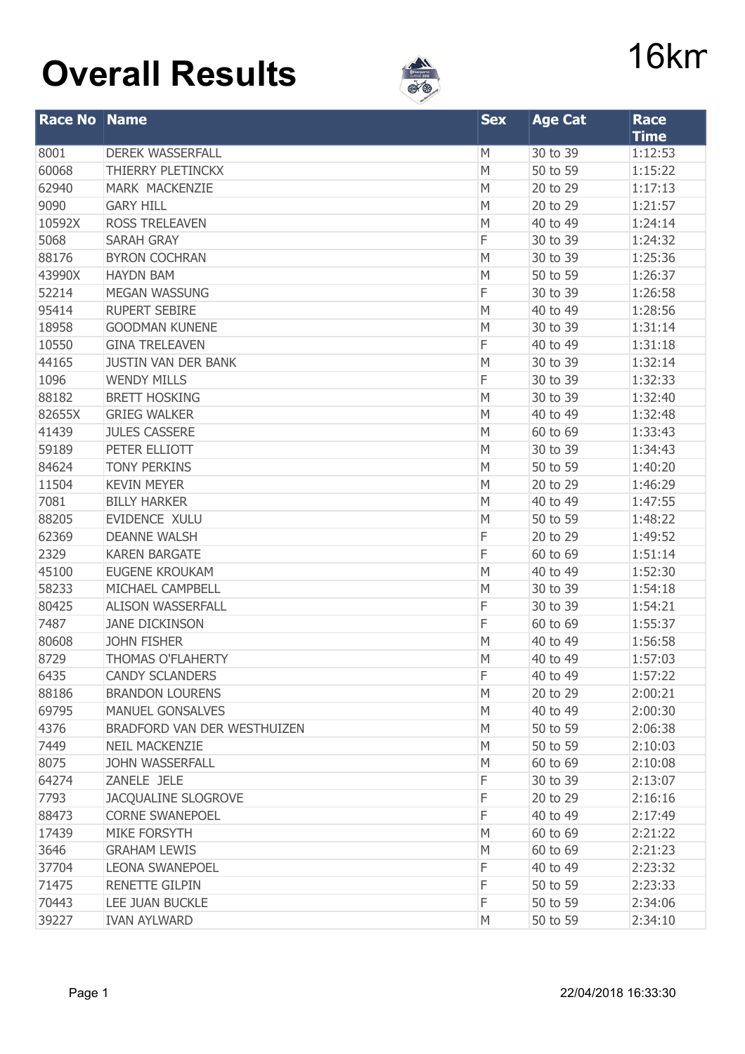# Overall Results

16km

| Race No | Name | Sex | Age Cat | Race Time |
|---|---|---|---|---|
| 8001 | DEREK WASSERFALL | M | 30 to 39 | 1:12:53 |
| 60068 | THIERRY PLETINCKX | M | 50 to 59 | 1:15:22 |
| 62940 | MARK MACKENZIE | M | 20 to 29 | 1:17:13 |
| 9090 | GARY HILL | M | 20 to 29 | 1:21:57 |
| 10592X | ROSS TRELEAVEN | M | 40 to 49 | 1:24:14 |
| 5068 | SARAH GRAY | F | 30 to 39 | 1:24:32 |
| 88176 | BYRON COCHRAN | M | 30 to 39 | 1:25:36 |
| 43990X | HAYDN BAM | M | 50 to 59 | 1:26:37 |
| 52214 | MEGAN WASSUNG | F | 30 to 39 | 1:26:58 |
| 95414 | RUPERT SEBIRE | M | 40 to 49 | 1:28:56 |
| 18958 | GOODMAN KUNENE | M | 30 to 39 | 1:31:14 |
| 10550 | GINA TRELEAVEN | F | 40 to 49 | 1:31:18 |
| 44165 | JUSTIN VAN DER BANK | M | 30 to 39 | 1:32:14 |
| 1096 | WENDY MILLS | F | 30 to 39 | 1:32:33 |
| 88182 | BRETT HOSKING | M | 30 to 39 | 1:32:40 |
| 82655X | GRIEG WALKER | M | 40 to 49 | 1:32:48 |
| 41439 | JULES CASSERE | M | 60 to 69 | 1:33:43 |
| 59189 | PETER ELLIOTT | M | 30 to 39 | 1:34:43 |
| 84624 | TONY PERKINS | M | 50 to 59 | 1:40:20 |
| 11504 | KEVIN MEYER | M | 20 to 29 | 1:46:29 |
| 7081 | BILLY HARKER | M | 40 to 49 | 1:47:55 |
| 88205 | EVIDENCE XULU | M | 50 to 59 | 1:48:22 |
| 62369 | DEANNE WALSH | F | 20 to 29 | 1:49:52 |
| 2329 | KAREN BARGATE | F | 60 to 69 | 1:51:14 |
| 45100 | EUGENE KROUKAM | M | 40 to 49 | 1:52:30 |
| 58233 | MICHAEL CAMPBELL | M | 30 to 39 | 1:54:18 |
| 80425 | ALISON WASSERFALL | F | 30 to 39 | 1:54:21 |
| 7487 | JANE DICKINSON | F | 60 to 69 | 1:55:37 |
| 80608 | JOHN FISHER | M | 40 to 49 | 1:56:58 |
| 8729 | THOMAS O'FLAHERTY | M | 40 to 49 | 1:57:03 |
| 6435 | CANDY SCLANDERS | F | 40 to 49 | 1:57:22 |
| 88186 | BRANDON LOURENS | M | 20 to 29 | 2:00:21 |
| 69795 | MANUEL GONSALVES | M | 40 to 49 | 2:00:30 |
| 4376 | BRADFORD VAN DER WESTHUIZEN | M | 50 to 59 | 2:06:38 |
| 7449 | NEIL MACKENZIE | M | 50 to 59 | 2:10:03 |
| 8075 | JOHN WASSERFALL | M | 60 to 69 | 2:10:08 |
| 64274 | ZANELE JELE | F | 30 to 39 | 2:13:07 |
| 7793 | JACQUALINE SLOGROVE | F | 20 to 29 | 2:16:16 |
| 88473 | CORNE SWANEPOEL | F | 40 to 49 | 2:17:49 |
| 17439 | MIKE FORSYTH | M | 60 to 69 | 2:21:22 |
| 3646 | GRAHAM LEWIS | M | 60 to 69 | 2:21:23 |
| 37704 | LEONA SWANEPOEL | F | 40 to 49 | 2:23:32 |
| 71475 | RENETTE GILPIN | F | 50 to 59 | 2:23:33 |
| 70443 | LEE JUAN BUCKLE | F | 50 to 59 | 2:34:06 |
| 39227 | IVAN AYLWARD | M | 50 to 59 | 2:34:10 |

22/04/2018 16:33:30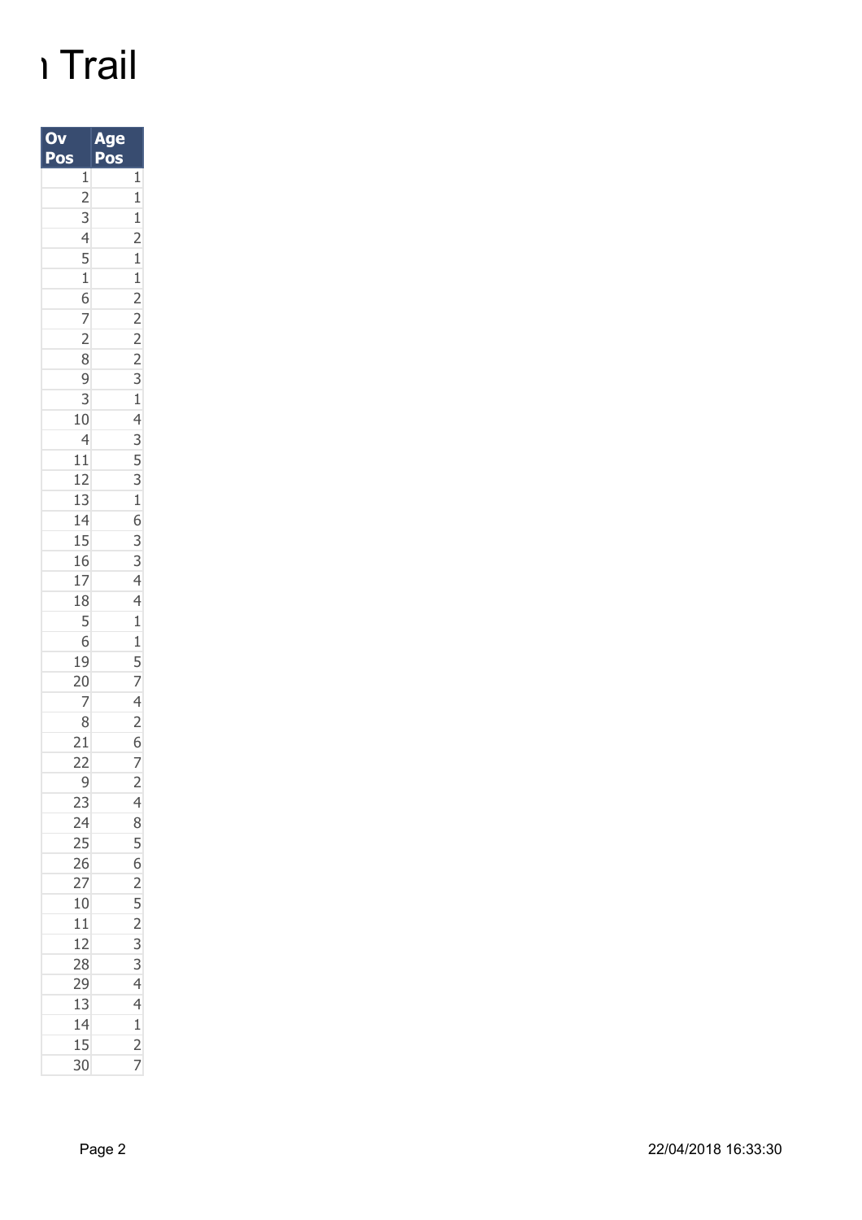# ı Trail

| Ov Pos | Age Pos |
|---|---|
| 1 | 1 |
| 2 | 1 |
| 3 | 1 |
| 4 | 2 |
| 5 | 1 |
| 1 | 1 |
| 6 | 2 |
| 7 | 2 |
| 2 | 2 |
| 8 | 2 |
| 9 | 3 |
| 3 | 1 |
| 10 | 4 |
| 4 | 3 |
| 11 | 5 |
| 12 | 3 |
| 13 | 1 |
| 14 | 6 |
| 15 | 3 |
| 16 | 3 |
| 17 | 4 |
| 18 | 4 |
| 5 | 1 |
| 6 | 1 |
| 19 | 5 |
| 20 | 7 |
| 7 | 4 |
| 8 | 2 |
| 21 | 6 |
| 22 | 7 |
| 9 | 2 |
| 23 | 4 |
| 24 | 8 |
| 25 | 5 |
| 26 | 6 |
| 27 | 2 |
| 10 | 5 |
| 11 | 2 |
| 12 | 3 |
| 28 | 3 |
| 29 | 4 |
| 13 | 4 |
| 14 | 1 |
| 15 | 2 |
| 30 | 7 |

22/04/2018 16:33:30